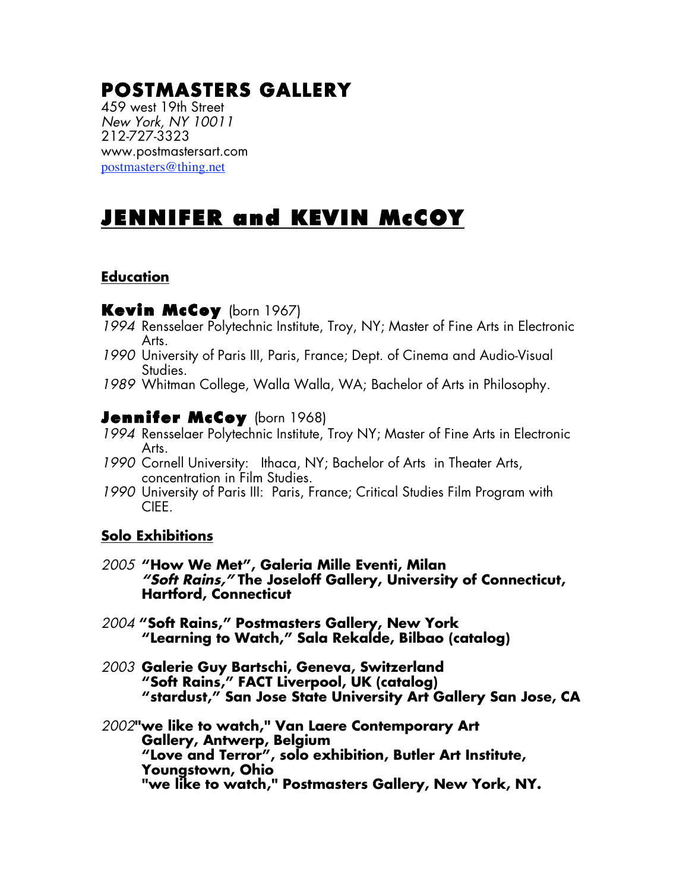# POSTMASTERS GALLERY

459 west 19th Street
*New York, NY 10011*
212-727-3323
www.postmastersart.com
postmasters@thing.net

# JENNIFER and KEVIN McCOY

## Education

### Kevin McCoy (born 1967)

*1994* Rensselaer Polytechnic Institute, Troy, NY; Master of Fine Arts in Electronic Arts.
*1990* University of Paris III, Paris, France; Dept. of Cinema and Audio-Visual Studies.
*1989* Whitman College, Walla Walla, WA; Bachelor of Arts in Philosophy.

### Jennifer McCoy (born 1968)

*1994* Rensselaer Polytechnic Institute, Troy NY; Master of Fine Arts in Electronic Arts.
*1990* Cornell University: Ithaca, NY; Bachelor of Arts in Theater Arts, concentration in Film Studies.
*1990* University of Paris III: Paris, France; Critical Studies Film Program with CIEE.

## Solo Exhibitions

*2005* **"How We Met", Galeria Mille Eventi, Milan**
***"Soft Rains,"* The Joseloff Gallery, University of Connecticut, Hartford, Connecticut**

*2004* **"Soft Rains," Postmasters Gallery, New York**
**"Learning to Watch," Sala Rekalde, Bilbao (catalog)**

*2003* **Galerie Guy Bartschi, Geneva, Switzerland**
**"Soft Rains," FACT Liverpool, UK (catalog)**
**"stardust," San Jose State University Art Gallery San Jose, CA**

*2002* **"we like to watch," Van Laere Contemporary Art Gallery, Antwerp, Belgium**
**"Love and Terror", solo exhibition, Butler Art Institute, Youngstown, Ohio**
**"we like to watch," Postmasters Gallery, New York, NY.**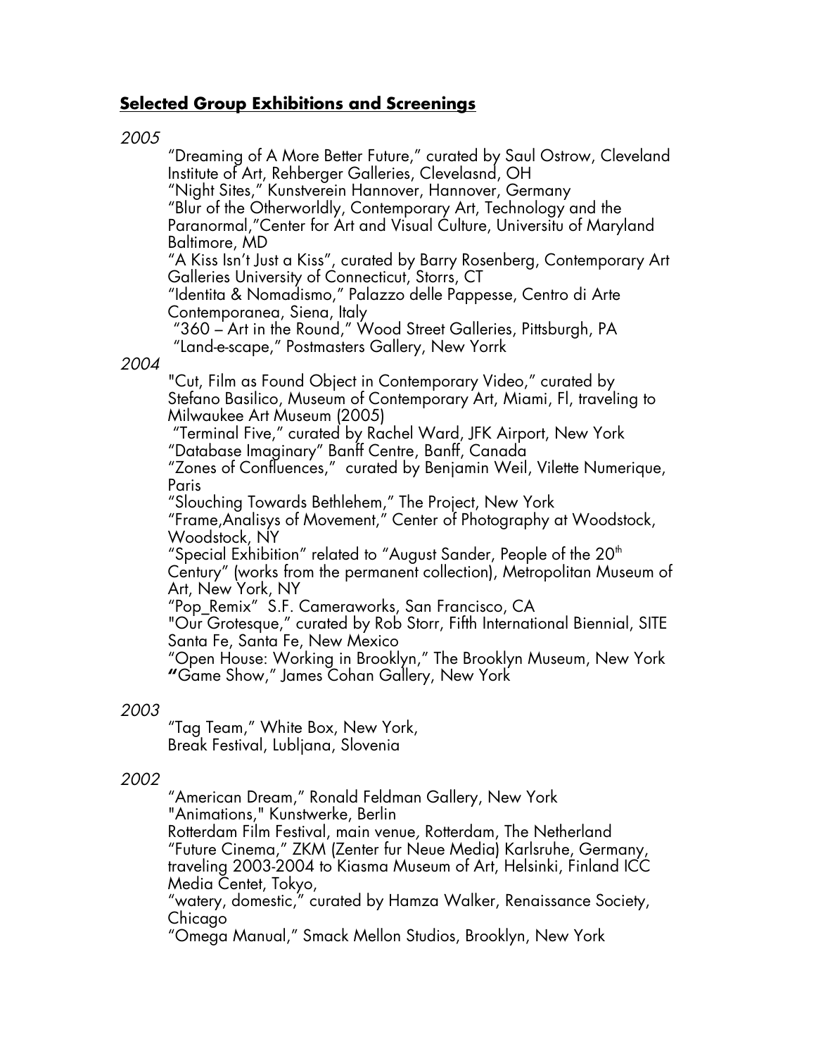## **Selected Group Exhibitions and Screenings**

*2005*

"Dreaming of A More Better Future," curated by Saul Ostrow, Cleveland Institute of Art, Rehberger Galleries, Clevelasnd, OH
"Night Sites," Kunstverein Hannover, Hannover, Germany
"Blur of the Otherworldly, Contemporary Art, Technology and the Paranormal,"Center for Art and Visual Culture, Universitu of Maryland Baltimore, MD
"A Kiss Isn't Just a Kiss", curated by Barry Rosenberg, Contemporary Art Galleries University of Connecticut, Storrs, CT
"Identita & Nomadismo," Palazzo delle Pappesse, Centro di Arte Contemporanea, Siena, Italy
"360 – Art in the Round," Wood Street Galleries, Pittsburgh, PA
"Land-e-scape," Postmasters Gallery, New Yorrk

*2004*

"Cut, Film as Found Object in Contemporary Video," curated by Stefano Basilico, Museum of Contemporary Art, Miami, Fl, traveling to Milwaukee Art Museum (2005)
"Terminal Five," curated by Rachel Ward, JFK Airport, New York
"Database Imaginary" Banff Centre, Banff, Canada
"Zones of Confluences," curated by Benjamin Weil, Vilette Numerique, Paris
"Slouching Towards Bethlehem," The Project, New York
"Frame,Analisys of Movement," Center of Photography at Woodstock, Woodstock, NY
"Special Exhibition" related to "August Sander, People of the 20th Century" (works from the permanent collection), Metropolitan Museum of Art, New York, NY
"Pop_Remix" S.F. Cameraworks, San Francisco, CA
"Our Grotesque," curated by Rob Storr, Fifth International Biennial, SITE Santa Fe, Santa Fe, New Mexico
"Open House: Working in Brooklyn," The Brooklyn Museum, New York
"Game Show," James Cohan Gallery, New York

*2003*

"Tag Team," White Box, New York,
Break Festival, Lubljana, Slovenia

*2002*

"American Dream," Ronald Feldman Gallery, New York
"Animations," Kunstwerke, Berlin
Rotterdam Film Festival, main venue, Rotterdam, The Netherland
"Future Cinema," ZKM (Zenter fur Neue Media) Karlsruhe, Germany, traveling 2003-2004 to Kiasma Museum of Art, Helsinki, Finland ICC Media Centet, Tokyo,
"watery, domestic," curated by Hamza Walker, Renaissance Society, Chicago
"Omega Manual," Smack Mellon Studios, Brooklyn, New York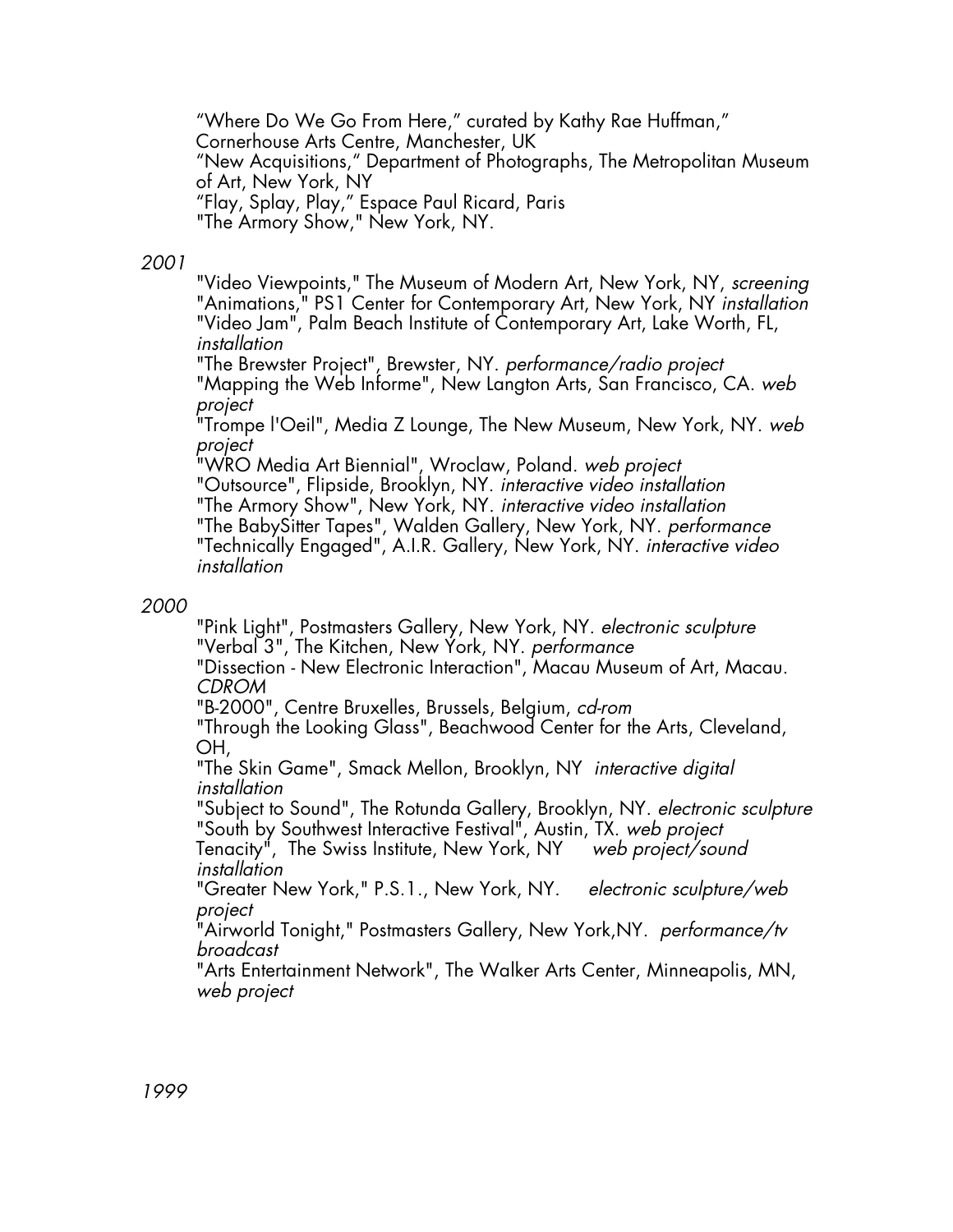"Where Do We Go From Here," curated by Kathy Rae Huffman,"
Cornerhouse Arts Centre, Manchester, UK
"New Acquisitions," Department of Photographs, The Metropolitan Museum of Art, New York, NY
"Flay, Splay, Play," Espace Paul Ricard, Paris
"The Armory Show," New York, NY.

*2001*

"Video Viewpoints," The Museum of Modern Art, New York, NY, *screening*
"Animations," PS1 Center for Contemporary Art, New York, NY *installation*
"Video Jam", Palm Beach Institute of Contemporary Art, Lake Worth, FL, *installation*
"The Brewster Project", Brewster, NY. *performance/radio project*
"Mapping the Web Informe", New Langton Arts, San Francisco, CA. *web project*
"Trompe l'Oeil", Media Z Lounge, The New Museum, New York, NY. *web project*
"WRO Media Art Biennial", Wroclaw, Poland. *web project*
"Outsource", Flipside, Brooklyn, NY. *interactive video installation*
"The Armory Show", New York, NY. *interactive video installation*
"The BabySitter Tapes", Walden Gallery, New York, NY. *performance*
"Technically Engaged", A.I.R. Gallery, New York, NY. *interactive video installation*

*2000*

"Pink Light", Postmasters Gallery, New York, NY. *electronic sculpture*
"Verbal 3", The Kitchen, New York, NY. *performance*
"Dissection - New Electronic Interaction", Macau Museum of Art, Macau. *CDROM*
"B-2000", Centre Bruxelles, Brussels, Belgium, *cd-rom*
"Through the Looking Glass", Beachwood Center for the Arts, Cleveland, OH,
"The Skin Game", Smack Mellon, Brooklyn, NY *interactive digital installation*
"Subject to Sound", The Rotunda Gallery, Brooklyn, NY. *electronic sculpture*
"South by Southwest Interactive Festival", Austin, TX. *web project*
Tenacity", The Swiss Institute, New York, NY *web project/sound installation*
"Greater New York," P.S.1., New York, NY. *electronic sculpture/web project*
"Airworld Tonight," Postmasters Gallery, New York,NY. *performance/tv broadcast*
"Arts Entertainment Network", The Walker Arts Center, Minneapolis, MN, *web project*

*1999*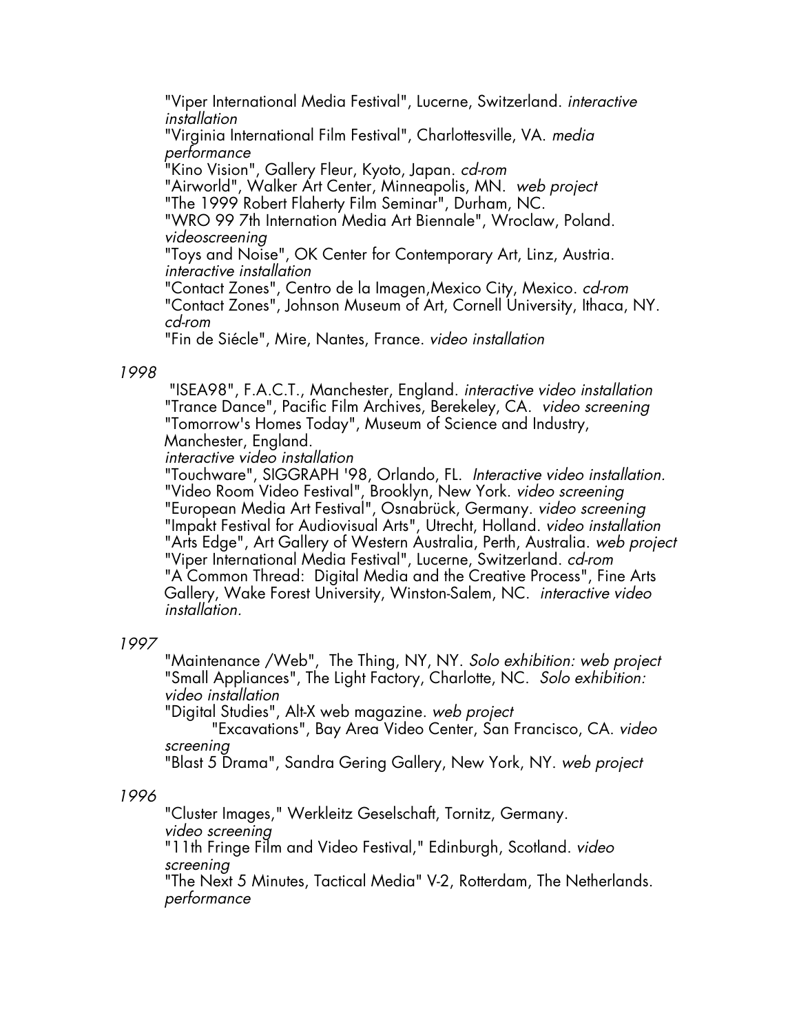"Viper International Media Festival", Lucerne, Switzerland. *interactive installation*
"Virginia International Film Festival", Charlottesville, VA. *media performance*
"Kino Vision", Gallery Fleur, Kyoto, Japan. *cd-rom*
"Airworld", Walker Art Center, Minneapolis, MN. *web project*
"The 1999 Robert Flaherty Film Seminar", Durham, NC.
"WRO 99 7th Internation Media Art Biennale", Wroclaw, Poland. *videoscreening*
"Toys and Noise", OK Center for Contemporary Art, Linz, Austria. *interactive installation*
"Contact Zones", Centro de la Imagen,Mexico City, Mexico. *cd-rom*
"Contact Zones", Johnson Museum of Art, Cornell University, Ithaca, NY. *cd-rom*
"Fin de Siécle", Mire, Nantes, France. *video installation*

*1998*

"ISEA98", F.A.C.T., Manchester, England. *interactive video installation*
"Trance Dance", Pacific Film Archives, Berekeley, CA. *video screening*
"Tomorrow's Homes Today", Museum of Science and Industry, Manchester, England.
*interactive video installation*
"Touchware", SIGGRAPH '98, Orlando, FL. *Interactive video installation.*
"Video Room Video Festival", Brooklyn, New York. *video screening*
"European Media Art Festival", Osnabrück, Germany. *video screening*
"Impakt Festival for Audiovisual Arts", Utrecht, Holland. *video installation*
"Arts Edge", Art Gallery of Western Australia, Perth, Australia. *web project*
"Viper International Media Festival", Lucerne, Switzerland. *cd-rom*
"A Common Thread: Digital Media and the Creative Process", Fine Arts Gallery, Wake Forest University, Winston-Salem, NC. *interactive video installation.*

*1997*

"Maintenance /Web", The Thing, NY, NY. *Solo exhibition: web project*
"Small Appliances", The Light Factory, Charlotte, NC. *Solo exhibition: video installation*
"Digital Studies", Alt-X web magazine. *web project*
"Excavations", Bay Area Video Center, San Francisco, CA. *video screening*
"Blast 5 Drama", Sandra Gering Gallery, New York, NY. *web project*

*1996*

"Cluster Images," Werkleitz Geselschaft, Tornitz, Germany. *video screening*
"11th Fringe Film and Video Festival," Edinburgh, Scotland. *video screening*
"The Next 5 Minutes, Tactical Media" V-2, Rotterdam, The Netherlands. *performance*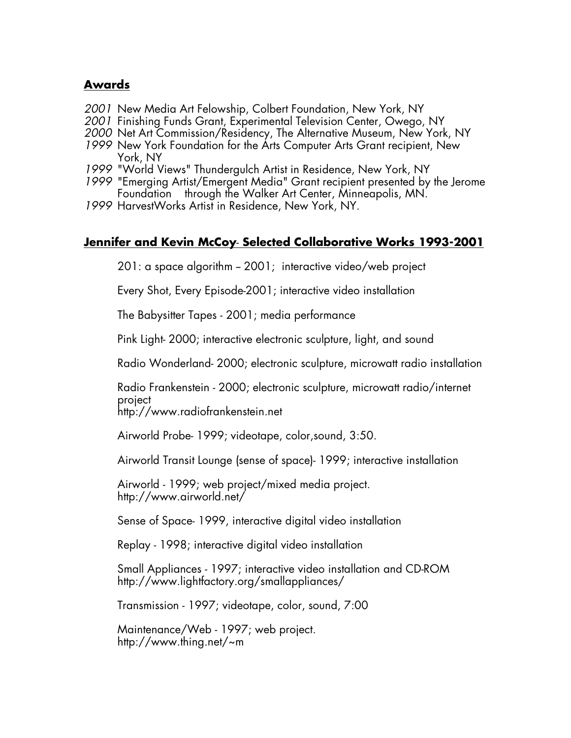## Awards

*2001* New Media Art Felowship, Colbert Foundation, New York, NY
*2001* Finishing Funds Grant, Experimental Television Center, Owego, NY
*2000* Net Art Commission/Residency, The Alternative Museum, New York, NY
*1999* New York Foundation for the Arts Computer Arts Grant recipient, New York, NY
*1999* "World Views" Thundergulch Artist in Residence, New York, NY
*1999* "Emerging Artist/Emergent Media" Grant recipient presented by the Jerome Foundation through the Walker Art Center, Minneapolis, MN.
*1999* HarvestWorks Artist in Residence, New York, NY.

## Jennifer and Kevin McCoy- Selected Collaborative Works 1993-2001

201: a space algorithm – 2001; interactive video/web project

Every Shot, Every Episode-2001; interactive video installation

The Babysitter Tapes - 2001; media performance

Pink Light- 2000; interactive electronic sculpture, light, and sound

Radio Wonderland- 2000; electronic sculpture, microwatt radio installation

Radio Frankenstein - 2000; electronic sculpture, microwatt radio/internet project
http://www.radiofrankenstein.net

Airworld Probe- 1999; videotape, color,sound, 3:50.

Airworld Transit Lounge (sense of space)- 1999; interactive installation

Airworld - 1999; web project/mixed media project.
http://www.airworld.net/

Sense of Space- 1999, interactive digital video installation

Replay - 1998; interactive digital video installation

Small Appliances - 1997; interactive video installation and CD-ROM
http://www.lightfactory.org/smallappliances/

Transmission - 1997; videotape, color, sound, 7:00

Maintenance/Web - 1997; web project.
http://www.thing.net/~m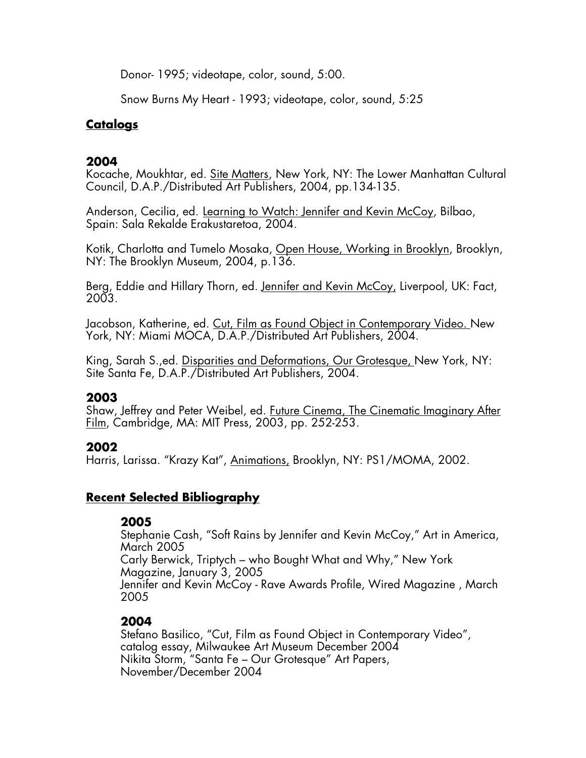Donor- 1995; videotape, color, sound, 5:00.

Snow Burns My Heart - 1993; videotape, color, sound, 5:25

## Catalogs

### 2004

Kocache, Moukhtar, ed. Site Matters, New York, NY: The Lower Manhattan Cultural Council, D.A.P./Distributed Art Publishers, 2004, pp.134-135.

Anderson, Cecilia, ed. Learning to Watch: Jennifer and Kevin McCoy, Bilbao, Spain: Sala Rekalde Erakustaretoa, 2004.

Kotik, Charlotta and Tumelo Mosaka, Open House, Working in Brooklyn, Brooklyn, NY: The Brooklyn Museum, 2004, p.136.

Berg, Eddie and Hillary Thorn, ed. Jennifer and Kevin McCoy, Liverpool, UK: Fact, 2003.

Jacobson, Katherine, ed. Cut, Film as Found Object in Contemporary Video. New York, NY: Miami MOCA, D.A.P./Distributed Art Publishers, 2004.

King, Sarah S.,ed. Disparities and Deformations, Our Grotesque, New York, NY: Site Santa Fe, D.A.P./Distributed Art Publishers, 2004.

### 2003

Shaw, Jeffrey and Peter Weibel, ed. Future Cinema, The Cinematic Imaginary After Film, Cambridge, MA: MIT Press, 2003, pp. 252-253.

### 2002

Harris, Larissa. "Krazy Kat", Animations, Brooklyn, NY: PS1/MOMA, 2002.

## Recent Selected Bibliography

### 2005

Stephanie Cash, "Soft Rains by Jennifer and Kevin McCoy," Art in America, March 2005
Carly Berwick, Triptych – who Bought What and Why," New York Magazine, January 3, 2005
Jennifer and Kevin McCoy - Rave Awards Profile, Wired Magazine , March 2005

### 2004

Stefano Basilico, "Cut, Film as Found Object in Contemporary Video", catalog essay, Milwaukee Art Museum December 2004
Nikita Storm, "Santa Fe – Our Grotesque" Art Papers, November/December 2004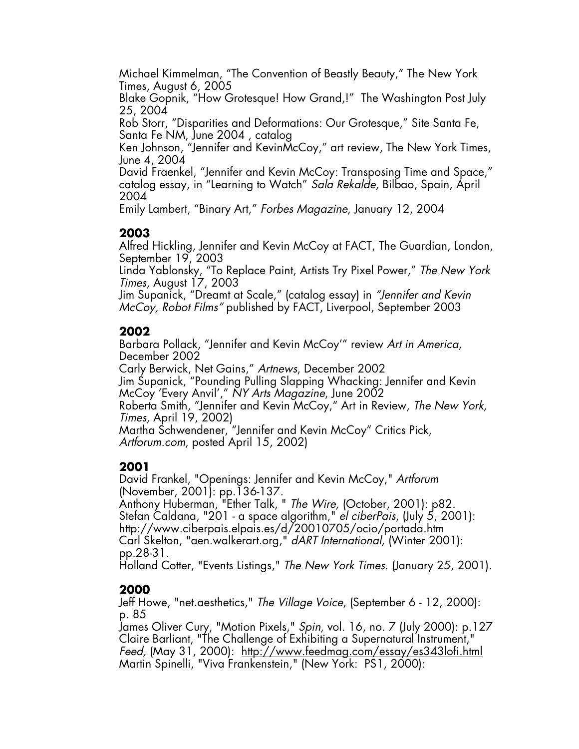Michael Kimmelman, "The Convention of Beastly Beauty," The New York Times, August 6, 2005

Blake Gopnik, "How Grotesque! How Grand,!" The Washington Post July 25, 2004

Rob Storr, "Disparities and Deformations: Our Grotesque," Site Santa Fe, Santa Fe NM, June 2004 , catalog

Ken Johnson, "Jennifer and KevinMcCoy," art review, The New York Times, June 4, 2004

David Fraenkel, "Jennifer and Kevin McCoy: Transposing Time and Space," catalog essay, in "Learning to Watch" *Sala Rekalde*, Bilbao, Spain, April 2004

Emily Lambert, "Binary Art," *Forbes Magazine*, January 12, 2004

**2003**

Alfred Hickling, Jennifer and Kevin McCoy at FACT, The Guardian, London, September 19, 2003

Linda Yablonsky, "To Replace Paint, Artists Try Pixel Power," *The New York Times*, August 17, 2003

Jim Supanick, "Dreamt at Scale," (catalog essay) in *"Jennifer and Kevin McCoy, Robot Films"* published by FACT, Liverpool, September 2003

**2002**

Barbara Pollack, "Jennifer and Kevin McCoy'" review *Art in America*, December 2002

Carly Berwick, Net Gains," *Artnews*, December 2002

Jim Supanick, "Pounding Pulling Slapping Whacking: Jennifer and Kevin McCoy 'Every Anvil'," *NY Arts Magazine*, June 2002

Roberta Smith, "Jennifer and Kevin McCoy," Art in Review, *The New York, Times*, April 19, 2002)

Martha Schwendener, "Jennifer and Kevin McCoy" Critics Pick, *Artforum.com*, posted April 15, 2002)

**2001**

David Frankel, "Openings: Jennifer and Kevin McCoy," *Artforum* (November, 2001): pp.136-137.

Anthony Huberman, "Ether Talk, " *The Wire,* (October, 2001): p82.

Stefan Caldana, "201 - a space algorithm," *el ciberPais*, (July 5, 2001): http://www.ciberpais.elpais.es/d/20010705/ocio/portada.htm

Carl Skelton, "aen.walkerart.org," *dART International,* (Winter 2001): pp.28-31.

Holland Cotter, "Events Listings," *The New York Times.* (January 25, 2001).

**2000**

Jeff Howe, "net.aesthetics," *The Village Voice*, (September 6 - 12, 2000): p. 85

James Oliver Cury, "Motion Pixels," *Spin,* vol. 16, no. 7 (July 2000): p.127

Claire Barliant, "The Challenge of Exhibiting a Supernatural Instrument," *Feed,* (May 31, 2000): http://www.feedmag.com/essay/es343lofi.html

Martin Spinelli, "Viva Frankenstein," (New York: PS1, 2000):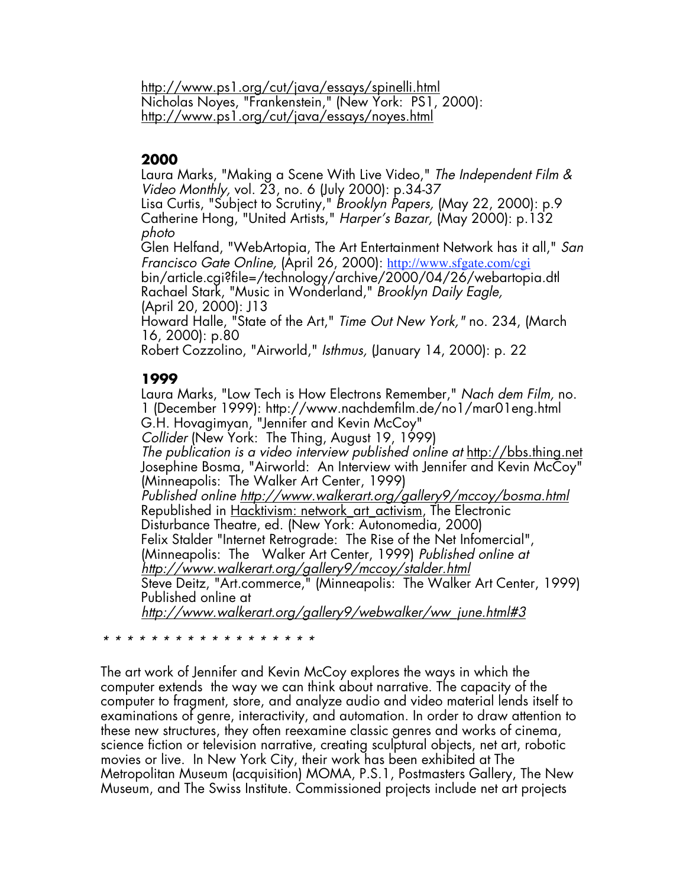http://www.ps1.org/cut/java/essays/spinelli.html
Nicholas Noyes, "Frankenstein," (New York: PS1, 2000):
http://www.ps1.org/cut/java/essays/noyes.html

**2000**

Laura Marks, "Making a Scene With Live Video," *The Independent Film & Video Monthly,* vol. 23, no. 6 (July 2000): p.34-37
Lisa Curtis, "Subject to Scrutiny," *Brooklyn Papers,* (May 22, 2000): p.9
Catherine Hong, "United Artists," *Harper's Bazar,* (May 2000): p.132 *photo*
Glen Helfand, "WebArtopia, The Art Entertainment Network has it all," *San Francisco Gate Online,* (April 26, 2000): http://www.sfgate.com/cgi bin/article.cgi?file=/technology/archive/2000/04/26/webartopia.dtl
Rachael Stark, "Music in Wonderland," *Brooklyn Daily Eagle,* (April 20, 2000): J13
Howard Halle, "State of the Art," *Time Out New York,"* no. 234, (March 16, 2000): p.80
Robert Cozzolino, "Airworld," *Isthmus,* (January 14, 2000): p. 22

**1999**

Laura Marks, "Low Tech is How Electrons Remember," *Nach dem Film,* no. 1 (December 1999): http://www.nachdemfilm.de/no1/mar01eng.html
G.H. Hovagimyan, "Jennifer and Kevin McCoy"
*Collider* (New York: The Thing, August 19, 1999)
*The publication is a video interview published online at* http://bbs.thing.net
Josephine Bosma, "Airworld: An Interview with Jennifer and Kevin McCoy" (Minneapolis: The Walker Art Center, 1999)
*Published online http://www.walkerart.org/gallery9/mccoy/bosma.html*
Republished in Hacktivism: network_art_activism, The Electronic Disturbance Theatre, ed. (New York: Autonomedia, 2000)
Felix Stalder "Internet Retrograde: The Rise of the Net Infomercial", (Minneapolis: The Walker Art Center, 1999) *Published online at http://www.walkerart.org/gallery9/mccoy/stalder.html*
Steve Deitz, "Art.commerce," (Minneapolis: The Walker Art Center, 1999) Published online at
*http://www.walkerart.org/gallery9/webwalker/ww_june.html#3*

* * * * * * * * * * * * * * * * * *

The art work of Jennifer and Kevin McCoy explores the ways in which the computer extends the way we can think about narrative. The capacity of the computer to fragment, store, and analyze audio and video material lends itself to examinations of genre, interactivity, and automation. In order to draw attention to these new structures, they often reexamine classic genres and works of cinema, science fiction or television narrative, creating sculptural objects, net art, robotic movies or live. In New York City, their work has been exhibited at The Metropolitan Museum (acquisition) MOMA, P.S.1, Postmasters Gallery, The New Museum, and The Swiss Institute. Commissioned projects include net art projects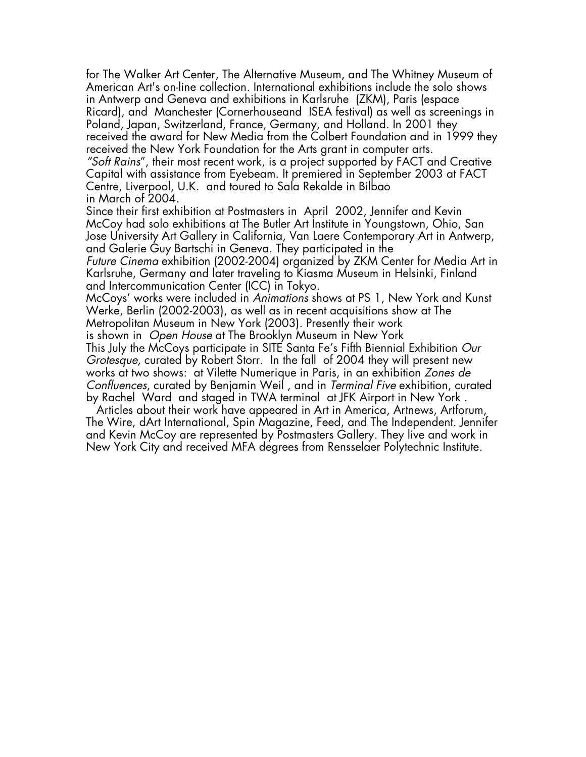for The Walker Art Center, The Alternative Museum, and The Whitney Museum of American Art's on-line collection. International exhibitions include the solo shows in Antwerp and Geneva and exhibitions in Karlsruhe (ZKM), Paris (espace Ricard), and Manchester (Cornerhouseand ISEA festival) as well as screenings in Poland, Japan, Switzerland, France, Germany, and Holland. In 2001 they received the award for New Media from the Colbert Foundation and in 1999 they received the New York Foundation for the Arts grant in computer arts.

*"Soft Rains*", their most recent work, is a project supported by FACT and Creative Capital with assistance from Eyebeam. It premiered in September 2003 at FACT Centre, Liverpool, U.K. and toured to Sala Rekalde in Bilbao in March of 2004.

Since their first exhibition at Postmasters in April 2002, Jennifer and Kevin McCoy had solo exhibitions at The Butler Art Institute in Youngstown, Ohio, San Jose University Art Gallery in California, Van Laere Contemporary Art in Antwerp, and Galerie Guy Bartschi in Geneva. They participated in the *Future Cinema* exhibition (2002-2004) organized by ZKM Center for Media Art in Karlsruhe, Germany and later traveling to Kiasma Museum in Helsinki, Finland and Intercommunication Center (ICC) in Tokyo.

McCoys' works were included in *Animations* shows at PS 1, New York and Kunst Werke, Berlin (2002-2003), as well as in recent acquisitions show at The Metropolitan Museum in New York (2003). Presently their work is shown in *Open House* at The Brooklyn Museum in New York

This July the McCoys participate in SITE Santa Fe's Fifth Biennial Exhibition *Our Grotesque,* curated by Robert Storr. In the fall of 2004 they will present new works at two shows: at Vilette Numerique in Paris, in an exhibition *Zones de Confluences*, curated by Benjamin Weil , and in *Terminal Five* exhibition, curated by Rachel Ward and staged in TWA terminal at JFK Airport in New York .

Articles about their work have appeared in Art in America, Artnews, Artforum, The Wire, dArt International, Spin Magazine, Feed, and The Independent. Jennifer and Kevin McCoy are represented by Postmasters Gallery. They live and work in New York City and received MFA degrees from Rensselaer Polytechnic Institute.